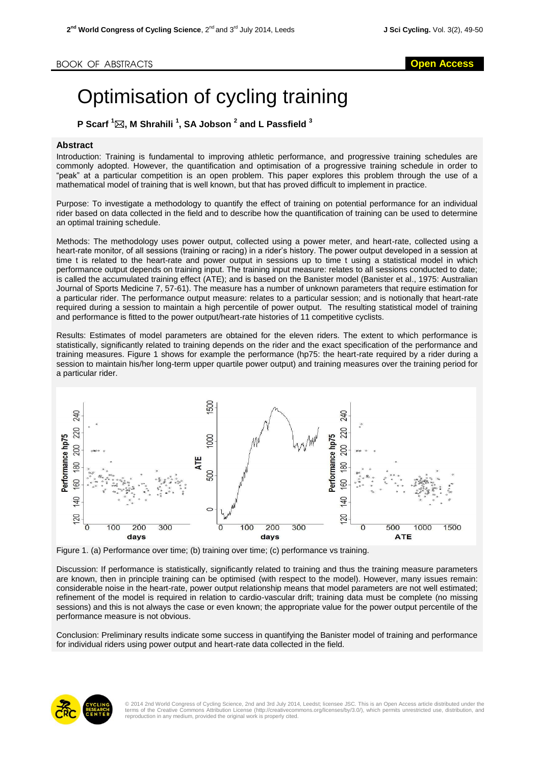BOOK OF ABSTRACTS

Open Access

# Optimisation of cycling training

**P Scarf [1]✉, M Shrahili [1], SA Jobson [2] and L Passfield [3]**

## Abstract

Introduction: Training is fundamental to improving athletic performance, and progressive training schedules are commonly adopted. However, the quantification and optimisation of a progressive training schedule in order to "peak" at a particular competition is an open problem. This paper explores this problem through the use of a mathematical model of training that is well known, but that has proved difficult to implement in practice.

Purpose: To investigate a methodology to quantify the effect of training on potential performance for an individual rider based on data collected in the field and to describe how the quantification of training can be used to determine an optimal training schedule.

Methods: The methodology uses power output, collected using a power meter, and heart-rate, collected using a heart-rate monitor, of all sessions (training or racing) in a rider's history. The power output developed in a session at time t is related to the heart-rate and power output in sessions up to time t using a statistical model in which performance output depends on training input. The training input measure: relates to all sessions conducted to date; is called the accumulated training effect (ATE); and is based on the Banister model (Banister et al., 1975: Australian Journal of Sports Medicine 7, 57-61). The measure has a number of unknown parameters that require estimation for a particular rider. The performance output measure: relates to a particular session; and is notionally that heart-rate required during a session to maintain a high percentile of power output. The resulting statistical model of training and performance is fitted to the power output/heart-rate histories of 11 competitive cyclists.

Results: Estimates of model parameters are obtained for the eleven riders. The extent to which performance is statistically, significantly related to training depends on the rider and the exact specification of the performance and training measures. Figure 1 shows for example the performance (hp75: the heart-rate required by a rider during a session to maintain his/her long-term upper quartile power output) and training measures over the training period for a particular rider.

Figure 1. (a) Performance over time; (b) training over time; (c) performance vs training.

Discussion: If performance is statistically, significantly related to training and thus the training measure parameters are known, then in principle training can be optimised (with respect to the model). However, many issues remain: considerable noise in the heart-rate, power output relationship means that model parameters are not well estimated; refinement of the model is required in relation to cardio-vascular drift; training data must be complete (no missing sessions) and this is not always the case or even known; the appropriate value for the power output percentile of the performance measure is not obvious.

Conclusion: Preliminary results indicate some success in quantifying the Banister model of training and performance for individual riders using power output and heart-rate data collected in the field.

© 2014 2nd World Congress of Cycling Science, 2nd and 3rd July 2014, Leedst; licensee JSC. This is an Open Access article distributed under the terms of the Creative Commons Attribution License (http://creativecommons.org/licenses/by/3.0/), which permits unrestricted use, distribution, and reproduction in any medium, provided the original work is properly cited.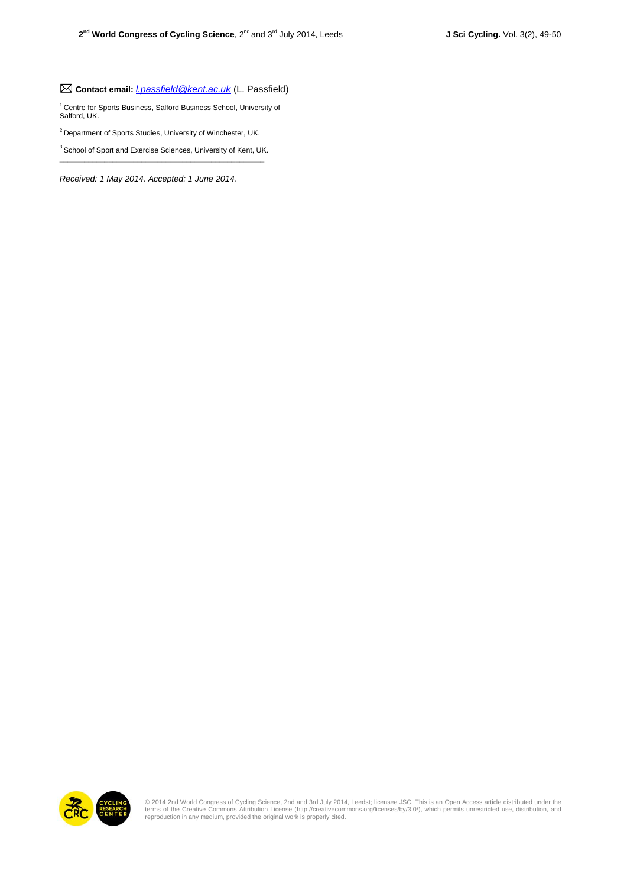✉ **Contact email:** *l.passfield@kent.ac.uk* (L. Passfield)

[1] Centre for Sports Business, Salford Business School, University of Salford, UK.

[2] Department of Sports Studies, University of Winchester, UK.

[3] School of Sport and Exercise Sciences, University of Kent, UK.

---

*Received: 1 May 2014. Accepted: 1 June 2014.*

© 2014 2nd World Congress of Cycling Science, 2nd and 3rd July 2014, Leedst; licensee JSC. This is an Open Access article distributed under the terms of the Creative Commons Attribution License (http://creativecommons.org/licenses/by/3.0/), which permits unrestricted use, distribution, and reproduction in any medium, provided the original work is properly cited.